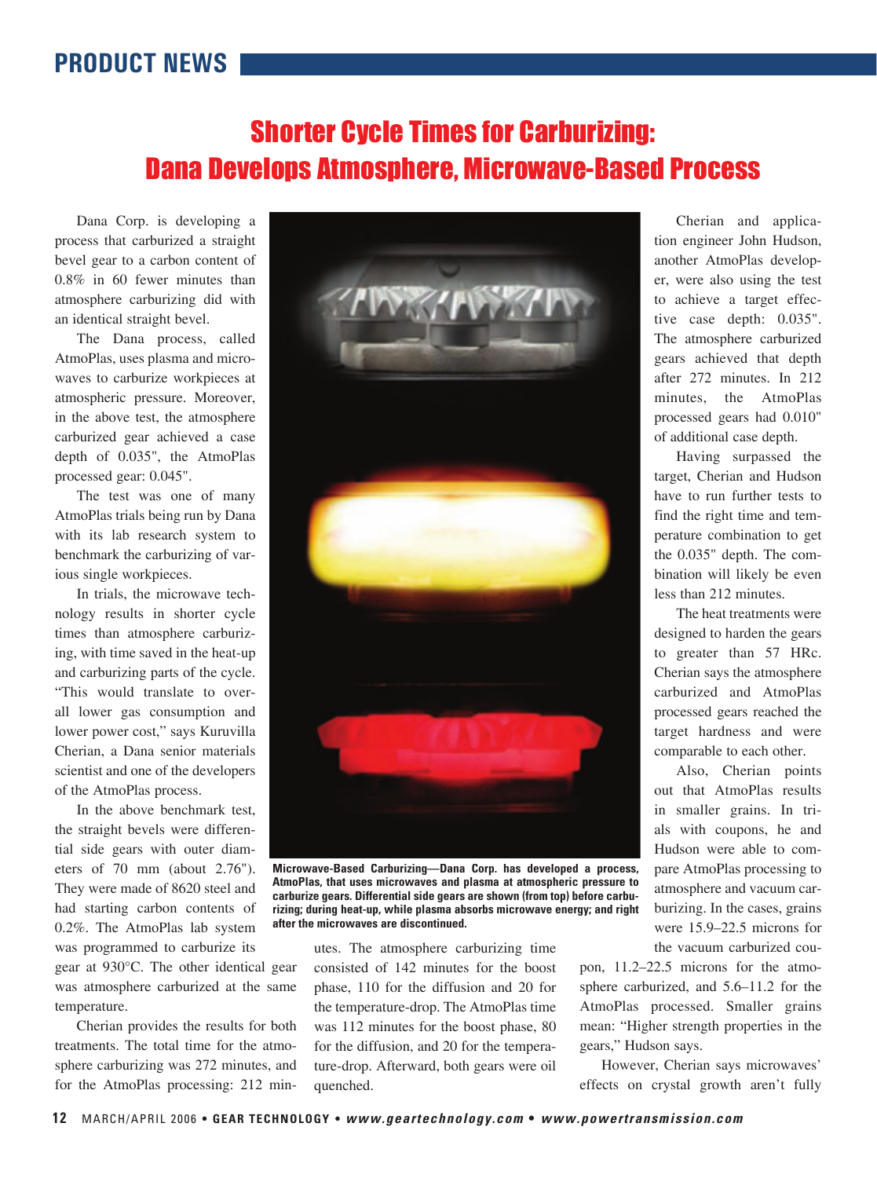## PRODUCT NEWS

# Shorter Cycle Times for Carburizing: Dana Develops Atmosphere, Microwave-Based Process

Dana Corp. is developing a process that carburized a straight bevel gear to a carbon content of 0.8% in 60 fewer minutes than atmosphere carburizing did with an identical straight bevel.

The Dana process, called AtmoPlas, uses plasma and microwaves to carburize workpieces at atmospheric pressure. Moreover, in the above test, the atmosphere carburized gear achieved a case depth of 0.035", the AtmoPlas processed gear: 0.045".

The test was one of many AtmoPlas trials being run by Dana with its lab research system to benchmark the carburizing of various single workpieces.

In trials, the microwave technology results in shorter cycle times than atmosphere carburizing, with time saved in the heat-up and carburizing parts of the cycle. "This would translate to overall lower gas consumption and lower power cost," says Kuruvilla Cherian, a Dana senior materials scientist and one of the developers of the AtmoPlas process.

In the above benchmark test, the straight bevels were differential side gears with outer diameters of 70 mm (about 2.76"). They were made of 8620 steel and had starting carbon contents of 0.2%. The AtmoPlas lab system was programmed to carburize its gear at 930°C. The other identical gear was atmosphere carburized at the same temperature.

Cherian provides the results for both treatments. The total time for the atmosphere carburizing was 272 minutes, and for the AtmoPlas processing: 212 minutes. The atmosphere carburizing time consisted of 142 minutes for the boost phase, 110 for the diffusion and 20 for the temperature-drop. The AtmoPlas time was 112 minutes for the boost phase, 80 for the diffusion, and 20 for the temperature-drop. Afterward, both gears were oil quenched.

**Microwave-Based Carburizing—Dana Corp. has developed a process, AtmoPlas, that uses microwaves and plasma at atmospheric pressure to carburize gears. Differential side gears are shown (from top) before carburizing; during heat-up, while plasma absorbs microwave energy; and right after the microwaves are discontinued.**

Cherian and application engineer John Hudson, another AtmoPlas developer, were also using the test to achieve a target effective case depth: 0.035". The atmosphere carburized gears achieved that depth after 272 minutes. In 212 minutes, the AtmoPlas processed gears had 0.010" of additional case depth.

Having surpassed the target, Cherian and Hudson have to run further tests to find the right time and temperature combination to get the 0.035" depth. The combination will likely be even less than 212 minutes.

The heat treatments were designed to harden the gears to greater than 57 HRc. Cherian says the atmosphere carburized and AtmoPlas processed gears reached the target hardness and were comparable to each other.

Also, Cherian points out that AtmoPlas results in smaller grains. In trials with coupons, he and Hudson were able to compare AtmoPlas processing to atmosphere and vacuum carburizing. In the cases, grains were 15.9–22.5 microns for the vacuum carburized coupon, 11.2–22.5 microns for the atmosphere carburized, and 5.6–11.2 for the AtmoPlas processed. Smaller grains mean: "Higher strength properties in the gears," Hudson says.

However, Cherian says microwaves' effects on crystal growth aren't fully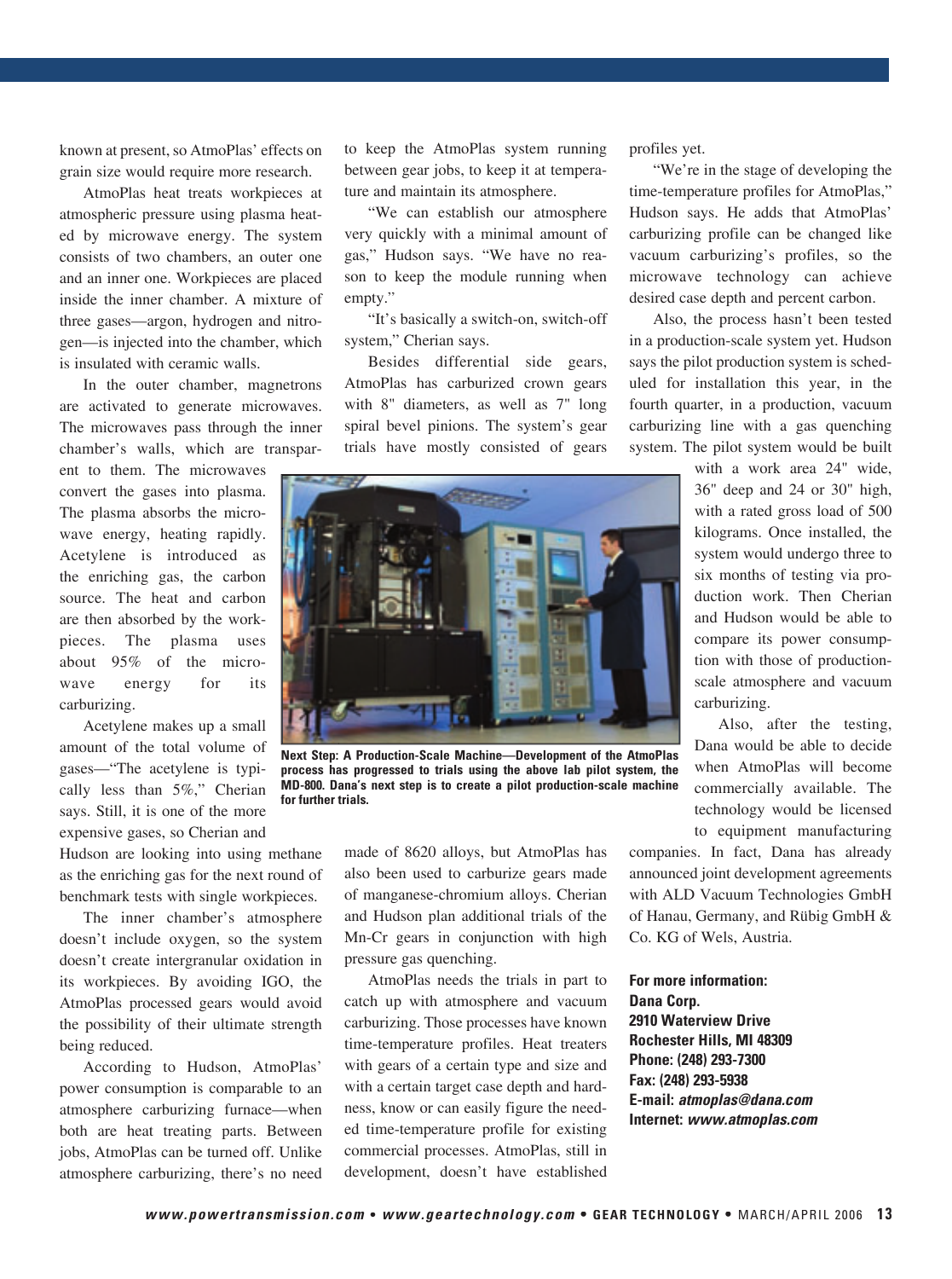known at present, so AtmoPlas' effects on grain size would require more research.

AtmoPlas heat treats workpieces at atmospheric pressure using plasma heated by microwave energy. The system consists of two chambers, an outer one and an inner one. Workpieces are placed inside the inner chamber. A mixture of three gases—argon, hydrogen and nitrogen—is injected into the chamber, which is insulated with ceramic walls.

In the outer chamber, magnetrons are activated to generate microwaves. The microwaves pass through the inner chamber's walls, which are transparent to them. The microwaves convert the gases into plasma. The plasma absorbs the microwave energy, heating rapidly. Acetylene is introduced as the enriching gas, the carbon source. The heat and carbon are then absorbed by the workpieces. The plasma uses about 95% of the microwave energy for its carburizing.

Acetylene makes up a small amount of the total volume of gases—"The acetylene is typically less than 5%," Cherian says. Still, it is one of the more expensive gases, so Cherian and Hudson are looking into using methane as the enriching gas for the next round of benchmark tests with single workpieces.

The inner chamber's atmosphere doesn't include oxygen, so the system doesn't create intergranular oxidation in its workpieces. By avoiding IGO, the AtmoPlas processed gears would avoid the possibility of their ultimate strength being reduced.

According to Hudson, AtmoPlas' power consumption is comparable to an atmosphere carburizing furnace—when both are heat treating parts. Between jobs, AtmoPlas can be turned off. Unlike atmosphere carburizing, there's no need to keep the AtmoPlas system running between gear jobs, to keep it at temperature and maintain its atmosphere.

"We can establish our atmosphere very quickly with a minimal amount of gas," Hudson says. "We have no reason to keep the module running when empty."

"It's basically a switch-on, switch-off system," Cherian says.

Besides differential side gears, AtmoPlas has carburized crown gears with 8" diameters, as well as 7" long spiral bevel pinions. The system's gear trials have mostly consisted of gears made of 8620 alloys, but AtmoPlas has also been used to carburize gears made of manganese-chromium alloys. Cherian and Hudson plan additional trials of the Mn-Cr gears in conjunction with high pressure gas quenching.

AtmoPlas needs the trials in part to catch up with atmosphere and vacuum carburizing. Those processes have known time-temperature profiles. Heat treaters with gears of a certain type and size and with a certain target case depth and hardness, know or can easily figure the needed time-temperature profile for existing commercial processes. AtmoPlas, still in development, doesn't have established profiles yet.

"We're in the stage of developing the time-temperature profiles for AtmoPlas," Hudson says. He adds that AtmoPlas' carburizing profile can be changed like vacuum carburizing's profiles, so the microwave technology can achieve desired case depth and percent carbon.

Also, the process hasn't been tested in a production-scale system yet. Hudson says the pilot production system is scheduled for installation this year, in the fourth quarter, in a production, vacuum carburizing line with a gas quenching system. The pilot system would be built with a work area 24" wide, 36" deep and 24 or 30" high, with a rated gross load of 500 kilograms. Once installed, the system would undergo three to six months of testing via production work. Then Cherian and Hudson would be able to compare its power consumption with those of production-scale atmosphere and vacuum carburizing.

Also, after the testing, Dana would be able to decide when AtmoPlas will become commercially available. The technology would be licensed to equipment manufacturing companies. In fact, Dana has already announced joint development agreements with ALD Vacuum Technologies GmbH of Hanau, Germany, and Rübig GmbH & Co. KG of Wels, Austria.

**Next Step: A Production-Scale Machine—Development of the AtmoPlas process has progressed to trials using the above lab pilot system, the MD-800. Dana's next step is to create a pilot production-scale machine for further trials.**

**For more information:**
**Dana Corp.**
**2910 Waterview Drive**
**Rochester Hills, MI 48309**
**Phone: (248) 293-7300**
**Fax: (248) 293-5938**
**E-mail: *atmoplas@dana.com***
**Internet: *www.atmoplas.com***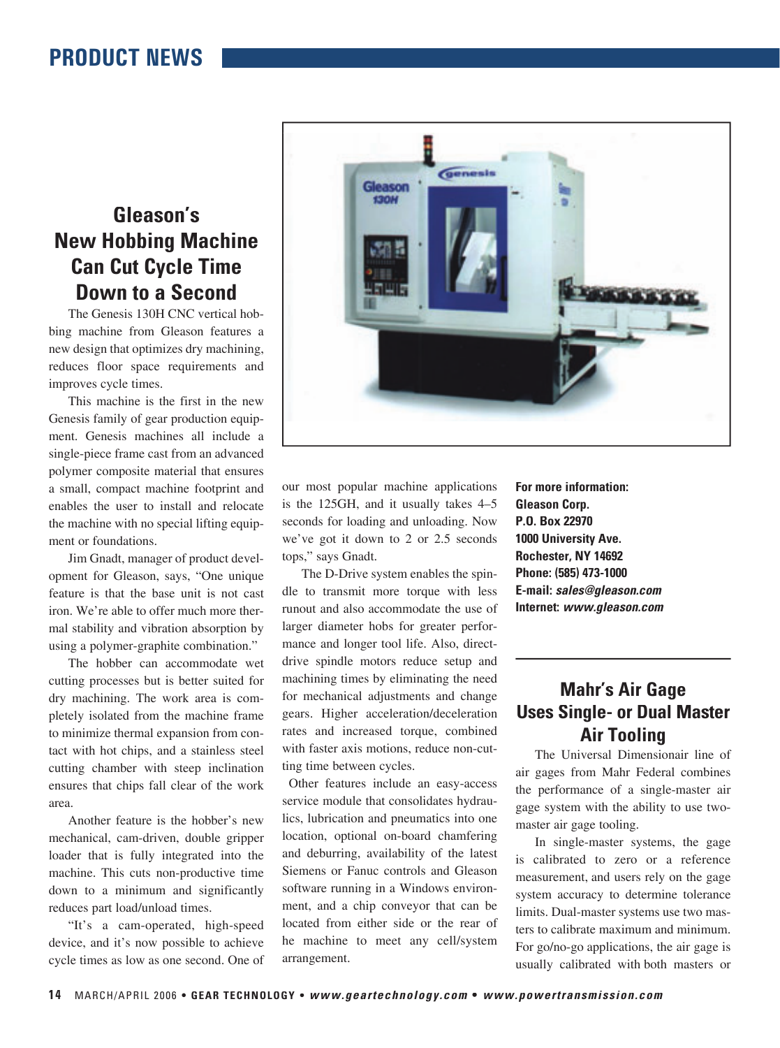# PRODUCT NEWS

## Gleason's New Hobbing Machine Can Cut Cycle Time Down to a Second

The Genesis 130H CNC vertical hobbing machine from Gleason features a new design that optimizes dry machining, reduces floor space requirements and improves cycle times.

This machine is the first in the new Genesis family of gear production equipment. Genesis machines all include a single-piece frame cast from an advanced polymer composite material that ensures a small, compact machine footprint and enables the user to install and relocate the machine with no special lifting equipment or foundations.

Jim Gnadt, manager of product development for Gleason, says, "One unique feature is that the base unit is not cast iron. We're able to offer much more thermal stability and vibration absorption by using a polymer-graphite combination."

The hobber can accommodate wet cutting processes but is better suited for dry machining. The work area is completely isolated from the machine frame to minimize thermal expansion from contact with hot chips, and a stainless steel cutting chamber with steep inclination ensures that chips fall clear of the work area.

Another feature is the hobber's new mechanical, cam-driven, double gripper loader that is fully integrated into the machine. This cuts non-productive time down to a minimum and significantly reduces part load/unload times.

"It's a cam-operated, high-speed device, and it's now possible to achieve cycle times as low as one second. One of our most popular machine applications is the 125GH, and it usually takes 4–5 seconds for loading and unloading. Now we've got it down to 2 or 2.5 seconds tops," says Gnadt.

The D-Drive system enables the spindle to transmit more torque with less runout and also accommodate the use of larger diameter hobs for greater performance and longer tool life. Also, direct-drive spindle motors reduce setup and machining times by eliminating the need for mechanical adjustments and change gears. Higher acceleration/deceleration rates and increased torque, combined with faster axis motions, reduce non-cutting time between cycles.

Other features include an easy-access service module that consolidates hydraulics, lubrication and pneumatics into one location, optional on-board chamfering and deburring, availability of the latest Siemens or Fanuc controls and Gleason software running in a Windows environment, and a chip conveyor that can be located from either side or the rear of he machine to meet any cell/system arrangement.

**For more information:**
**Gleason Corp.**
**P.O. Box 22970**
**1000 University Ave.**
**Rochester, NY 14692**
**Phone: (585) 473-1000**
**E-mail:** ***sales@gleason.com***
**Internet:** ***www.gleason.com***

## Mahr's Air Gage Uses Single- or Dual Master Air Tooling

The Universal Dimensionair line of air gages from Mahr Federal combines the performance of a single-master air gage system with the ability to use two-master air gage tooling.

In single-master systems, the gage is calibrated to zero or a reference measurement, and users rely on the gage system accuracy to determine tolerance limits. Dual-master systems use two masters to calibrate maximum and minimum. For go/no-go applications, the air gage is usually calibrated with both masters or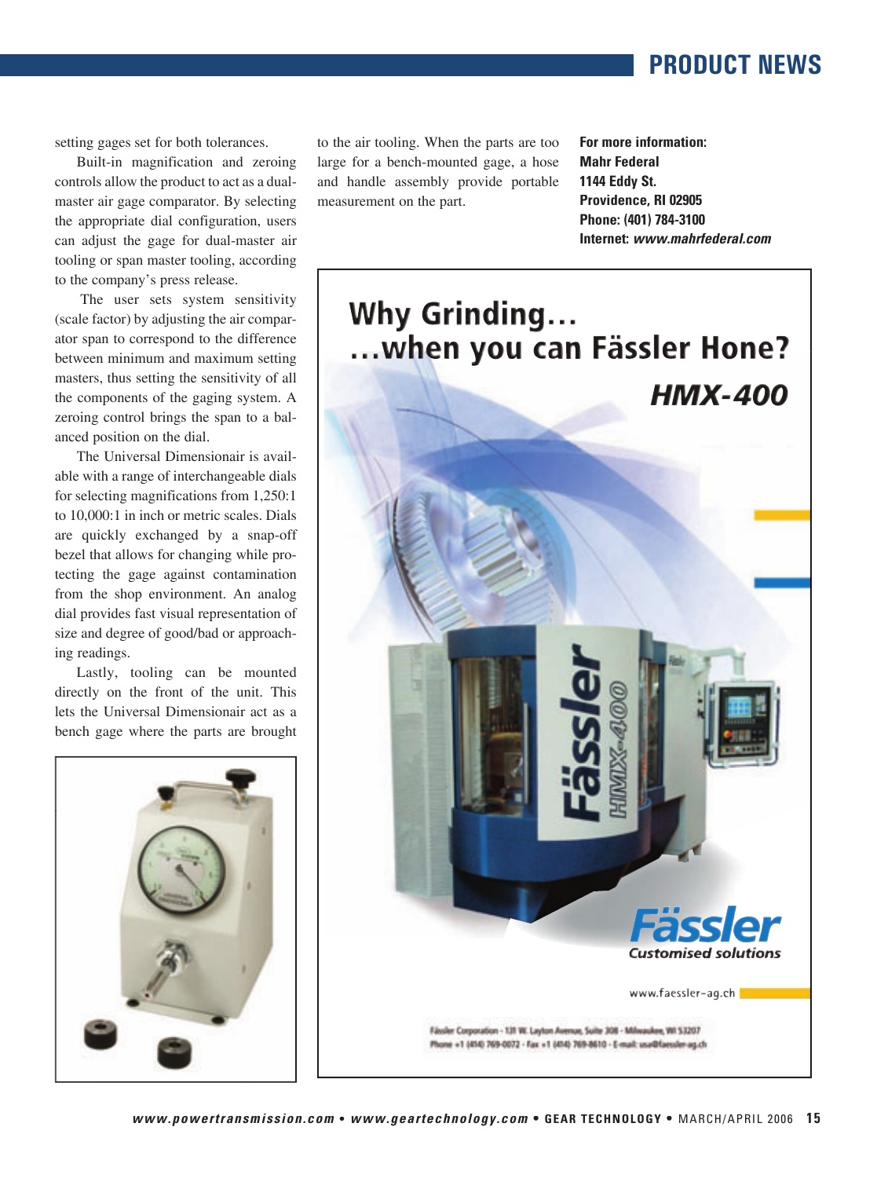setting gages set for both tolerances.

Built-in magnification and zeroing controls allow the product to act as a dual-master air gage comparator. By selecting the appropriate dial configuration, users can adjust the gage for dual-master air tooling or span master tooling, according to the company's press release.

The user sets system sensitivity (scale factor) by adjusting the air comparator span to correspond to the difference between minimum and maximum setting masters, thus setting the sensitivity of all the components of the gaging system. A zeroing control brings the span to a balanced position on the dial.

The Universal Dimensionair is available with a range of interchangeable dials for selecting magnifications from 1,250:1 to 10,000:1 in inch or metric scales. Dials are quickly exchanged by a snap-off bezel that allows for changing while protecting the gage against contamination from the shop environment. An analog dial provides fast visual representation of size and degree of good/bad or approaching readings.

Lastly, tooling can be mounted directly on the front of the unit. This lets the Universal Dimensionair act as a bench gage where the parts are brought to the air tooling. When the parts are too large for a bench-mounted gage, a hose and handle assembly provide portable measurement on the part.

**For more information:**
**Mahr Federal**
**1144 Eddy St.**
**Providence, RI 02905**
**Phone: (401) 784-3100**
**Internet: *www.mahrfederal.com***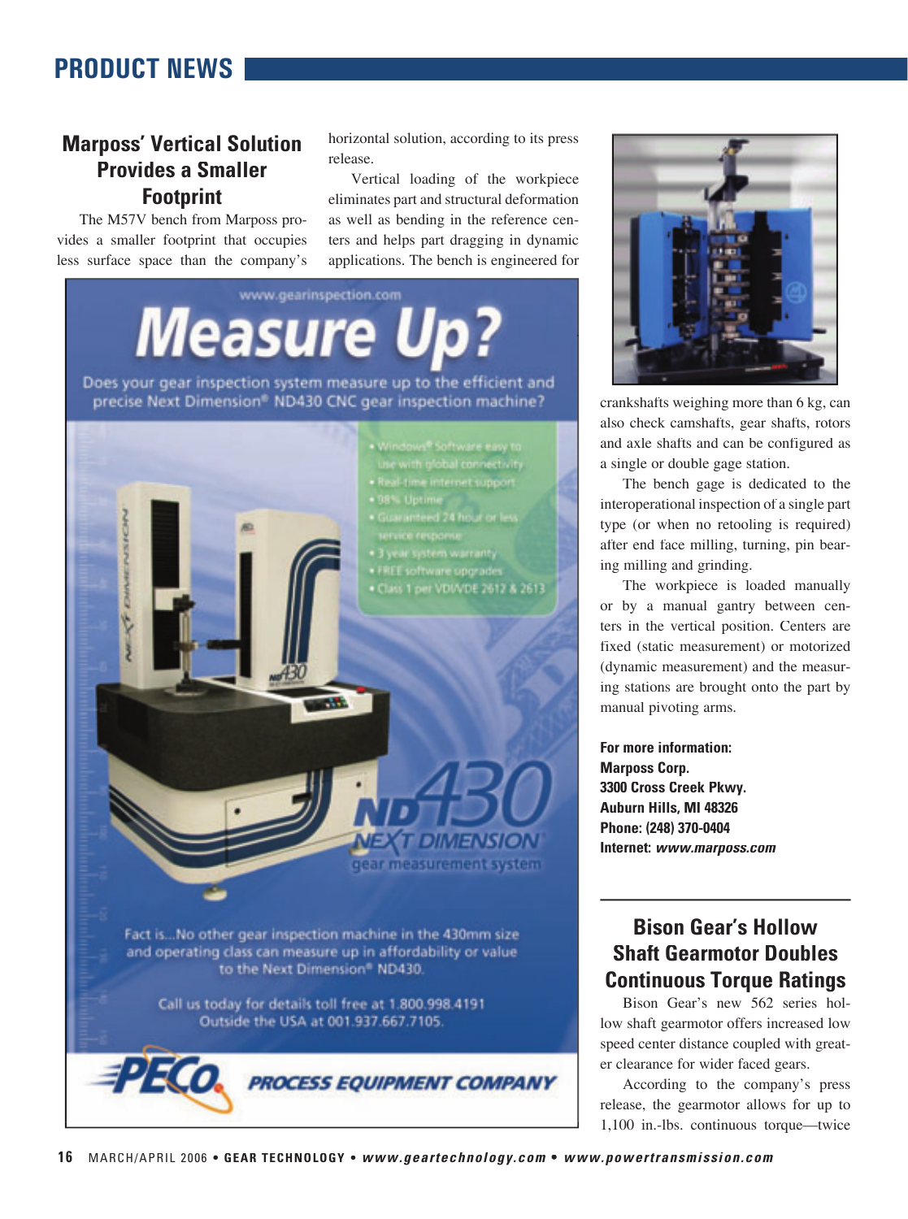# PRODUCT NEWS

## Marposs' Vertical Solution Provides a Smaller Footprint

The M57V bench from Marposs provides a smaller footprint that occupies less surface space than the company's horizontal solution, according to its press release.

Vertical loading of the workpiece eliminates part and structural deformation as well as bending in the reference centers and helps part dragging in dynamic applications. The bench is engineered for crankshafts weighing more than 6 kg, can also check camshafts, gear shafts, rotors and axle shafts and can be configured as a single or double gage station.

The bench gage is dedicated to the interoperational inspection of a single part type (or when no retooling is required) after end face milling, turning, pin bearing milling and grinding.

The workpiece is loaded manually or by a manual gantry between centers in the vertical position. Centers are fixed (static measurement) or motorized (dynamic measurement) and the measuring stations are brought onto the part by manual pivoting arms.

**For more information:**
**Marposs Corp.**
**3300 Cross Creek Pkwy.**
**Auburn Hills, MI 48326**
**Phone: (248) 370-0404**
**Internet: *www.marposs.com***

## Bison Gear's Hollow Shaft Gearmotor Doubles Continuous Torque Ratings

Bison Gear's new 562 series hollow shaft gearmotor offers increased low speed center distance coupled with greater clearance for wider faced gears.

According to the company's press release, the gearmotor allows for up to 1,100 in.-lbs. continuous torque—twice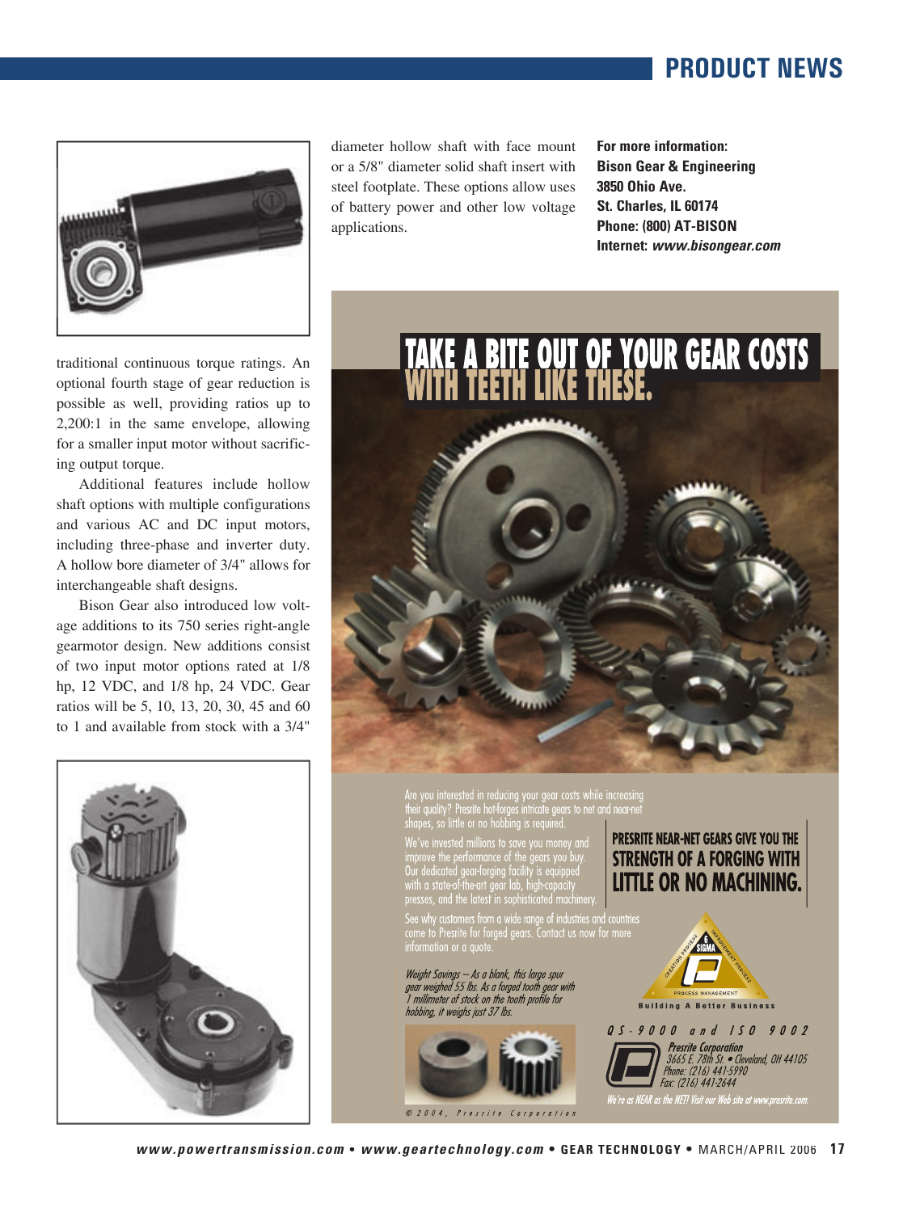traditional continuous torque ratings. An optional fourth stage of gear reduction is possible as well, providing ratios up to 2,200:1 in the same envelope, allowing for a smaller input motor without sacrificing output torque.

Additional features include hollow shaft options with multiple configurations and various AC and DC input motors, including three-phase and inverter duty. A hollow bore diameter of 3/4" allows for interchangeable shaft designs.

Bison Gear also introduced low voltage additions to its 750 series right-angle gearmotor design. New additions consist of two input motor options rated at 1/8 hp, 12 VDC, and 1/8 hp, 24 VDC. Gear ratios will be 5, 10, 13, 20, 30, 45 and 60 to 1 and available from stock with a 3/4" diameter hollow shaft with face mount or a 5/8" diameter solid shaft insert with steel footplate. These options allow uses of battery power and other low voltage applications.

**For more information:**
**Bison Gear & Engineering**
**3850 Ohio Ave.**
**St. Charles, IL 60174**
**Phone: (800) AT-BISON**
**Internet: *www.bisongear.com***

# TAKE A BITE OUT OF YOUR GEAR COSTS WITH TEETH LIKE THESE.

Are you interested in reducing your gear costs while increasing their quality? Presrite hot-forges intricate gears to net and near-net shapes, so little or no hobbing is required.

We've invested millions to save you money and improve the performance of the gears you buy. Our dedicated gear-forging facility is equipped with a state-of-the-art gear lab, high-capacity presses, and the latest in sophisticated machinery.

See why customers from a wide range of industries and countries come to Presrite for forged gears. Contact us now for more information or a quote.

**PRESRITE NEAR-NET GEARS GIVE YOU THE STRENGTH OF A FORGING WITH LITTLE OR NO MACHINING.**

*Weight Savings – As a blank, this large spur gear weighed 55 lbs. As a forged tooth gear with 1 millimeter of stock on the tooth profile for hobbing, it weighs just 37 lbs.*

Building a Better Business

QS-9000 and ISO 9002

*Presrite Corporation*
*3665 E. 78th St. • Cleveland, OH 44105*
*Phone: (216) 441-5990*
*Fax: (216) 441-2644*

*We're as NEAR as the NET! Visit our Web site at www.presrite.com.*

© 2004, Presrite Corporation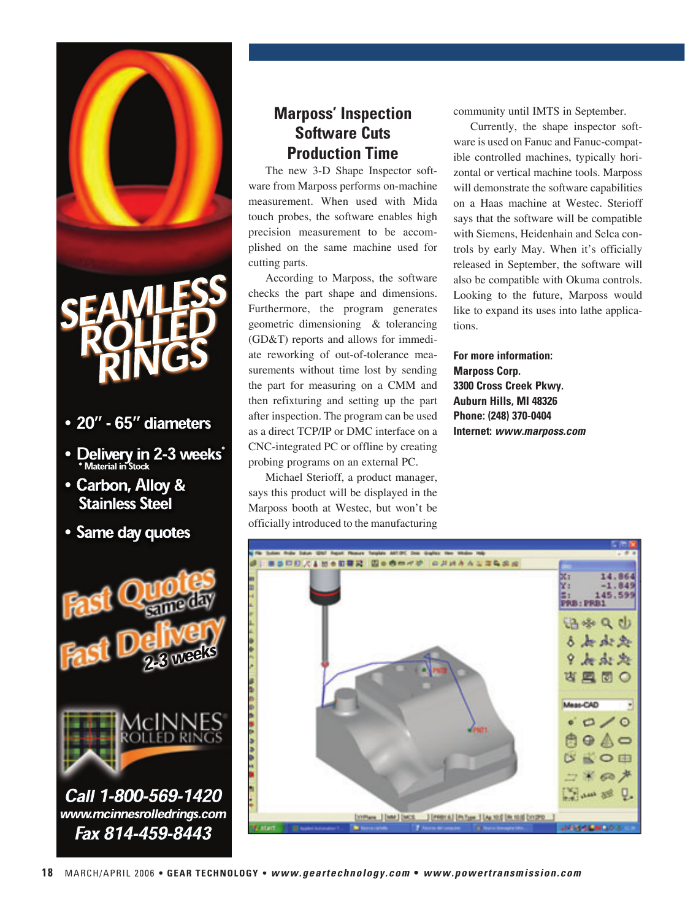## Marposs' Inspection Software Cuts Production Time

The new 3-D Shape Inspector software from Marposs performs on-machine measurement. When used with Mida touch probes, the software enables high precision measurement to be accomplished on the same machine used for cutting parts.

According to Marposs, the software checks the part shape and dimensions. Furthermore, the program generates geometric dimensioning & tolerancing (GD&T) reports and allows for immediate reworking of out-of-tolerance measurements without time lost by sending the part for measuring on a CMM and then refixturing and setting up the part after inspection. The program can be used as a direct TCP/IP or DMC interface on a CNC-integrated PC or offline by creating probing programs on an external PC.

Michael Sterioff, a product manager, says this product will be displayed in the Marposs booth at Westec, but won't be officially introduced to the manufacturing community until IMTS in September.

Currently, the shape inspector software is used on Fanuc and Fanuc-compatible controlled machines, typically horizontal or vertical machine tools. Marposs will demonstrate the software capabilities on a Haas machine at Westec. Sterioff says that the software will be compatible with Siemens, Heidenhain and Selca controls by early May. When it's officially released in September, the software will also be compatible with Okuma controls. Looking to the future, Marposs would like to expand its uses into lathe applications.

**For more information:**
**Marposs Corp.**
**3300 Cross Creek Pkwy.**
**Auburn Hills, MI 48326**
**Phone: (248) 370-0404**
**Internet:** ***www.marposs.com***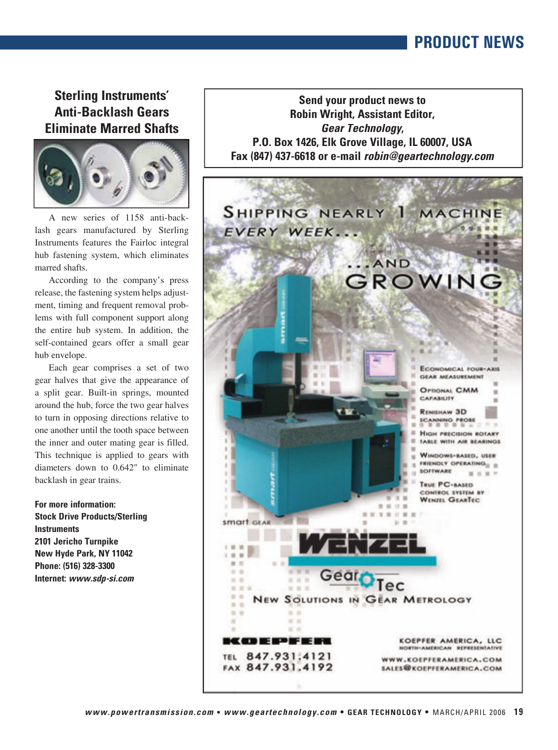## Sterling Instruments' Anti-Backlash Gears Eliminate Marred Shafts

A new series of 1158 anti-backlash gears manufactured by Sterling Instruments features the Fairloc integral hub fastening system, which eliminates marred shafts.

According to the company's press release, the fastening system helps adjustment, timing and frequent removal problems with full component support along the entire hub system. In addition, the self-contained gears offer a small gear hub envelope.

Each gear comprises a set of two gear halves that give the appearance of a split gear. Built-in springs, mounted around the hub, force the two gear halves to turn in opposing directions relative to one another until the tooth space between the inner and outer mating gear is filled. This technique is applied to gears with diameters down to 0.642" to eliminate backlash in gear trains.

**For more information:**
**Stock Drive Products/Sterling Instruments**
**2101 Jericho Turnpike**
**New Hyde Park, NY 11042**
**Phone: (516) 328-3300**
**Internet: *www.sdp-si.com***

**Send your product news to**
**Robin Wright, Assistant Editor,**
***Gear Technology*,**
**P.O. Box 1426, Elk Grove Village, IL 60007, USA**
**Fax (847) 437-6618 or e-mail *robin@geartechnology.com***

SHIPPING NEARLY 1 MACHINE EVERY WEEK...

...AND GROWING

- Economical four-axis gear measurement
- Optional CMM capability
- Renishaw 3D scanning probe
- High precision rotary table with air bearings
- Windows-based, user friendly operating software
- True PC-based control system by Wenzel GearTec

smart GEAR

WENZEL GearTec

New Solutions in Gear Metrology

KOEPFER

TEL 847.931.4121
FAX 847.931.4192

KOEPFER AMERICA, LLC
NORTH-AMERICAN REPRESENTATIVE
WWW.KOEPFERAMERICA.COM
SALES@KOEPFERAMERICA.COM